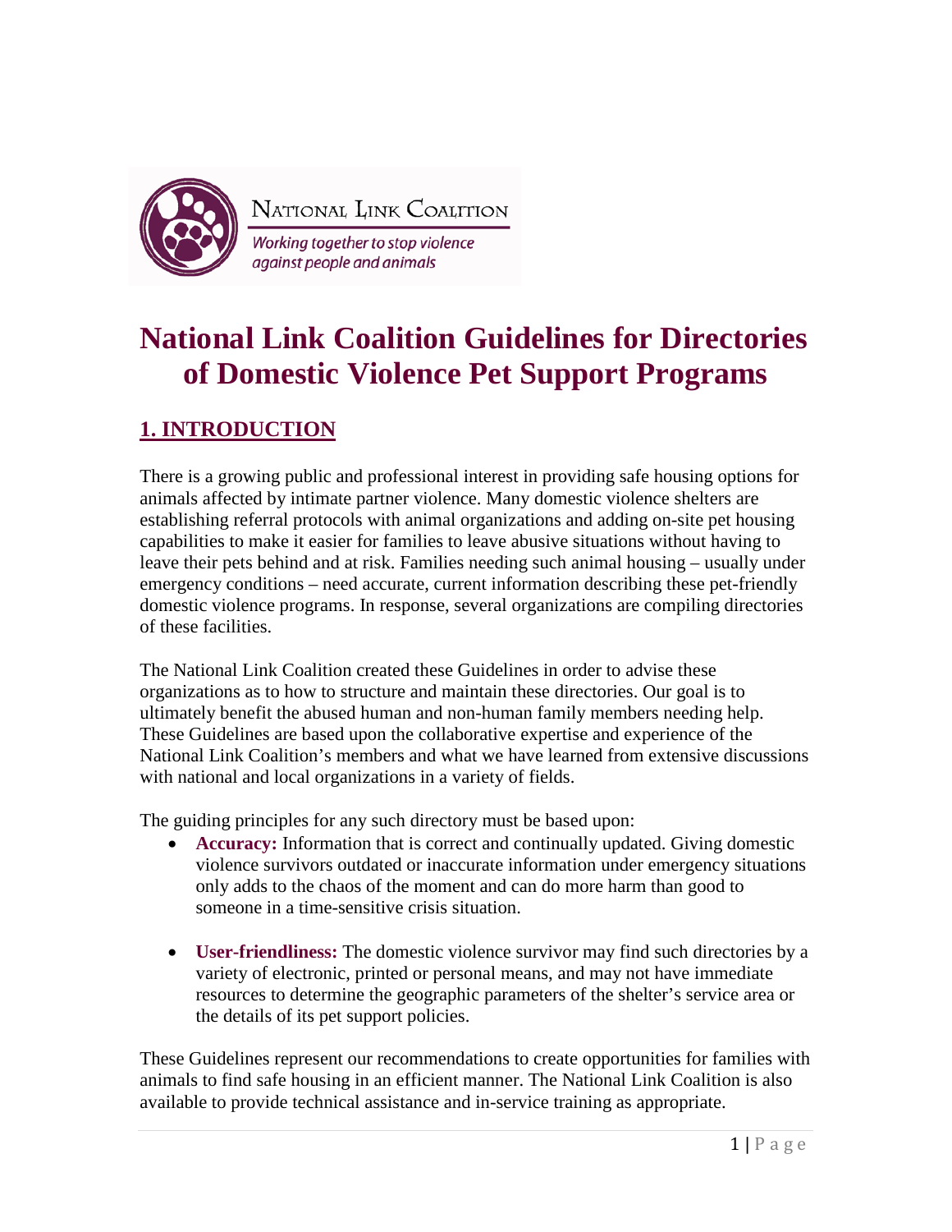NATIONAL LINK COALITION

*Working together to stop violence against people and animals*

# National Link Coalition Guidelines for Directories of Domestic Violence Pet Support Programs

## 1. INTRODUCTION

There is a growing public and professional interest in providing safe housing options for animals affected by intimate partner violence. Many domestic violence shelters are establishing referral protocols with animal organizations and adding on-site pet housing capabilities to make it easier for families to leave abusive situations without having to leave their pets behind and at risk. Families needing such animal housing – usually under emergency conditions – need accurate, current information describing these pet-friendly domestic violence programs. In response, several organizations are compiling directories of these facilities.

The National Link Coalition created these Guidelines in order to advise these organizations as to how to structure and maintain these directories. Our goal is to ultimately benefit the abused human and non-human family members needing help. These Guidelines are based upon the collaborative expertise and experience of the National Link Coalition's members and what we have learned from extensive discussions with national and local organizations in a variety of fields.

The guiding principles for any such directory must be based upon:

- **Accuracy:** Information that is correct and continually updated. Giving domestic violence survivors outdated or inaccurate information under emergency situations only adds to the chaos of the moment and can do more harm than good to someone in a time-sensitive crisis situation.

- **User-friendliness:** The domestic violence survivor may find such directories by a variety of electronic, printed or personal means, and may not have immediate resources to determine the geographic parameters of the shelter's service area or the details of its pet support policies.

These Guidelines represent our recommendations to create opportunities for families with animals to find safe housing in an efficient manner. The National Link Coalition is also available to provide technical assistance and in-service training as appropriate.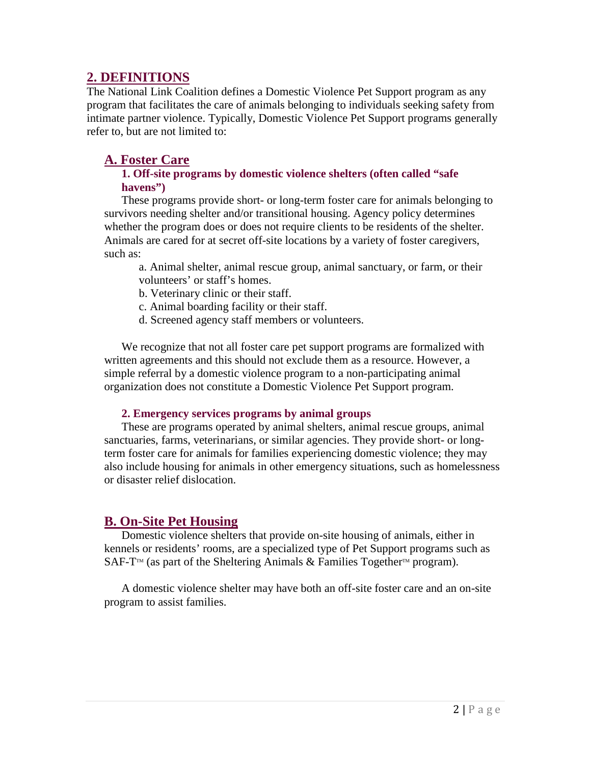## 2. DEFINITIONS

The National Link Coalition defines a Domestic Violence Pet Support program as any program that facilitates the care of animals belonging to individuals seeking safety from intimate partner violence. Typically, Domestic Violence Pet Support programs generally refer to, but are not limited to:

### A. Foster Care

#### 1. Off-site programs by domestic violence shelters (often called "safe havens")

These programs provide short- or long-term foster care for animals belonging to survivors needing shelter and/or transitional housing. Agency policy determines whether the program does or does not require clients to be residents of the shelter. Animals are cared for at secret off-site locations by a variety of foster caregivers, such as:

a. Animal shelter, animal rescue group, animal sanctuary, or farm, or their volunteers' or staff's homes.
b. Veterinary clinic or their staff.
c. Animal boarding facility or their staff.
d. Screened agency staff members or volunteers.

We recognize that not all foster care pet support programs are formalized with written agreements and this should not exclude them as a resource. However, a simple referral by a domestic violence program to a non-participating animal organization does not constitute a Domestic Violence Pet Support program.

#### 2. Emergency services programs by animal groups

These are programs operated by animal shelters, animal rescue groups, animal sanctuaries, farms, veterinarians, or similar agencies. They provide short- or long-term foster care for animals for families experiencing domestic violence; they may also include housing for animals in other emergency situations, such as homelessness or disaster relief dislocation.

### B. On-Site Pet Housing

Domestic violence shelters that provide on-site housing of animals, either in kennels or residents' rooms, are a specialized type of Pet Support programs such as SAF-T™ (as part of the Sheltering Animals & Families Together™ program).

A domestic violence shelter may have both an off-site foster care and an on-site program to assist families.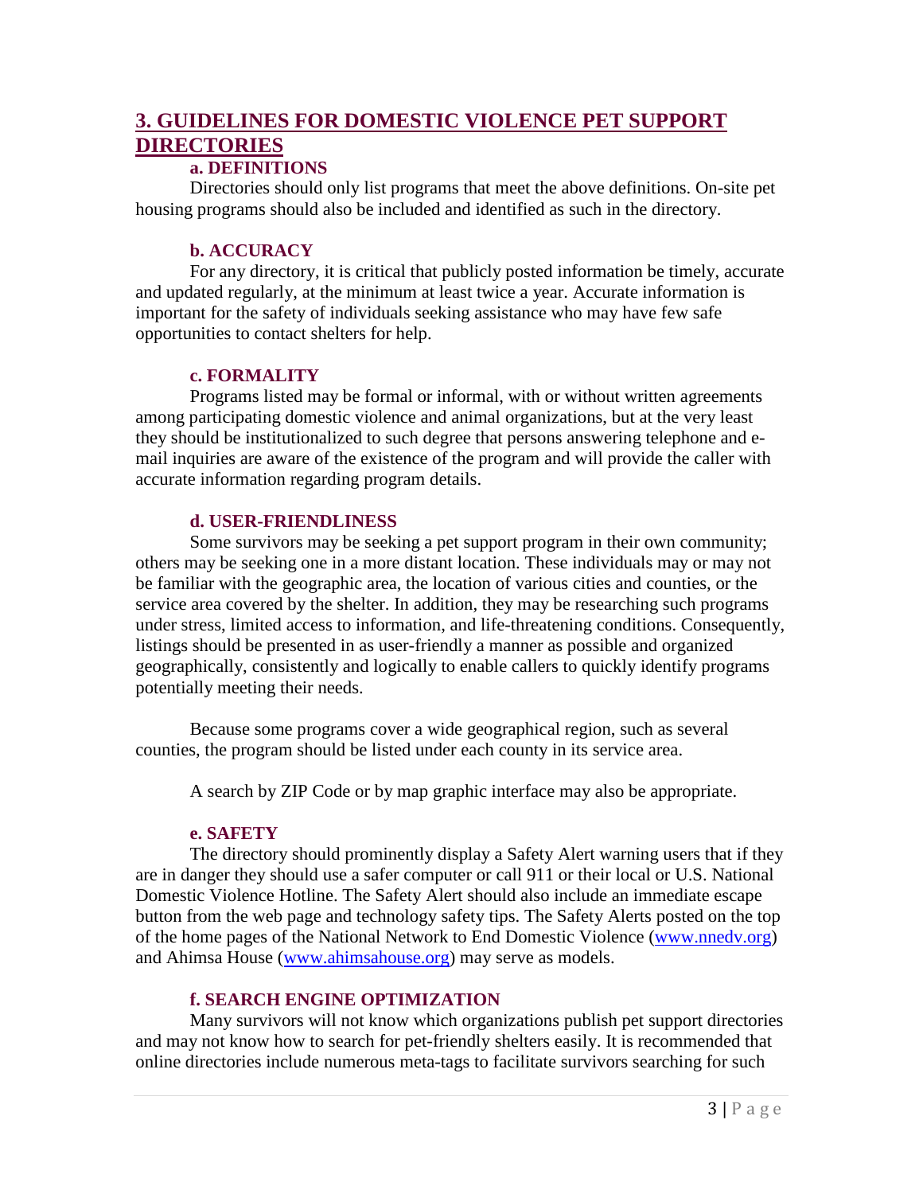## 3. GUIDELINES FOR DOMESTIC VIOLENCE PET SUPPORT DIRECTORIES

### a. DEFINITIONS

Directories should only list programs that meet the above definitions. On-site pet housing programs should also be included and identified as such in the directory.

### b. ACCURACY

For any directory, it is critical that publicly posted information be timely, accurate and updated regularly, at the minimum at least twice a year. Accurate information is important for the safety of individuals seeking assistance who may have few safe opportunities to contact shelters for help.

### c. FORMALITY

Programs listed may be formal or informal, with or without written agreements among participating domestic violence and animal organizations, but at the very least they should be institutionalized to such degree that persons answering telephone and e-mail inquiries are aware of the existence of the program and will provide the caller with accurate information regarding program details.

### d. USER-FRIENDLINESS

Some survivors may be seeking a pet support program in their own community; others may be seeking one in a more distant location. These individuals may or may not be familiar with the geographic area, the location of various cities and counties, or the service area covered by the shelter. In addition, they may be researching such programs under stress, limited access to information, and life-threatening conditions. Consequently, listings should be presented in as user-friendly a manner as possible and organized geographically, consistently and logically to enable callers to quickly identify programs potentially meeting their needs.

Because some programs cover a wide geographical region, such as several counties, the program should be listed under each county in its service area.

A search by ZIP Code or by map graphic interface may also be appropriate.

### e. SAFETY

The directory should prominently display a Safety Alert warning users that if they are in danger they should use a safer computer or call 911 or their local or U.S. National Domestic Violence Hotline. The Safety Alert should also include an immediate escape button from the web page and technology safety tips. The Safety Alerts posted on the top of the home pages of the National Network to End Domestic Violence (www.nnedv.org) and Ahimsa House (www.ahimsahouse.org) may serve as models.

### f. SEARCH ENGINE OPTIMIZATION

Many survivors will not know which organizations publish pet support directories and may not know how to search for pet-friendly shelters easily. It is recommended that online directories include numerous meta-tags to facilitate survivors searching for such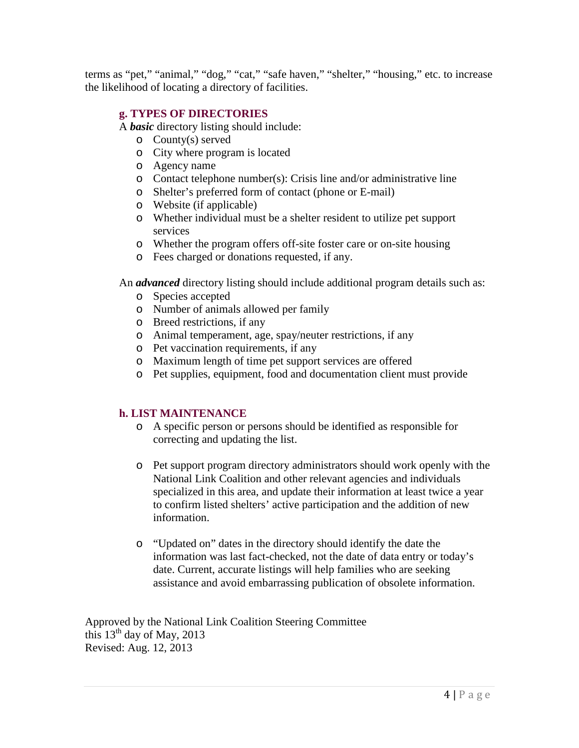terms as "pet," "animal," "dog," "cat," "safe haven," "shelter," "housing," etc. to increase the likelihood of locating a directory of facilities.

### g. TYPES OF DIRECTORIES

A ***basic*** directory listing should include:

- County(s) served
- City where program is located
- Agency name
- Contact telephone number(s): Crisis line and/or administrative line
- Shelter's preferred form of contact (phone or E-mail)
- Website (if applicable)
- Whether individual must be a shelter resident to utilize pet support services
- Whether the program offers off-site foster care or on-site housing
- Fees charged or donations requested, if any.

An ***advanced*** directory listing should include additional program details such as:

- Species accepted
- Number of animals allowed per family
- Breed restrictions, if any
- Animal temperament, age, spay/neuter restrictions, if any
- Pet vaccination requirements, if any
- Maximum length of time pet support services are offered
- Pet supplies, equipment, food and documentation client must provide

### h. LIST MAINTENANCE

- A specific person or persons should be identified as responsible for correcting and updating the list.

- Pet support program directory administrators should work openly with the National Link Coalition and other relevant agencies and individuals specialized in this area, and update their information at least twice a year to confirm listed shelters' active participation and the addition of new information.

- "Updated on" dates in the directory should identify the date the information was last fact-checked, not the date of data entry or today's date. Current, accurate listings will help families who are seeking assistance and avoid embarrassing publication of obsolete information.

Approved by the National Link Coalition Steering Committee
this 13th day of May, 2013
Revised: Aug. 12, 2013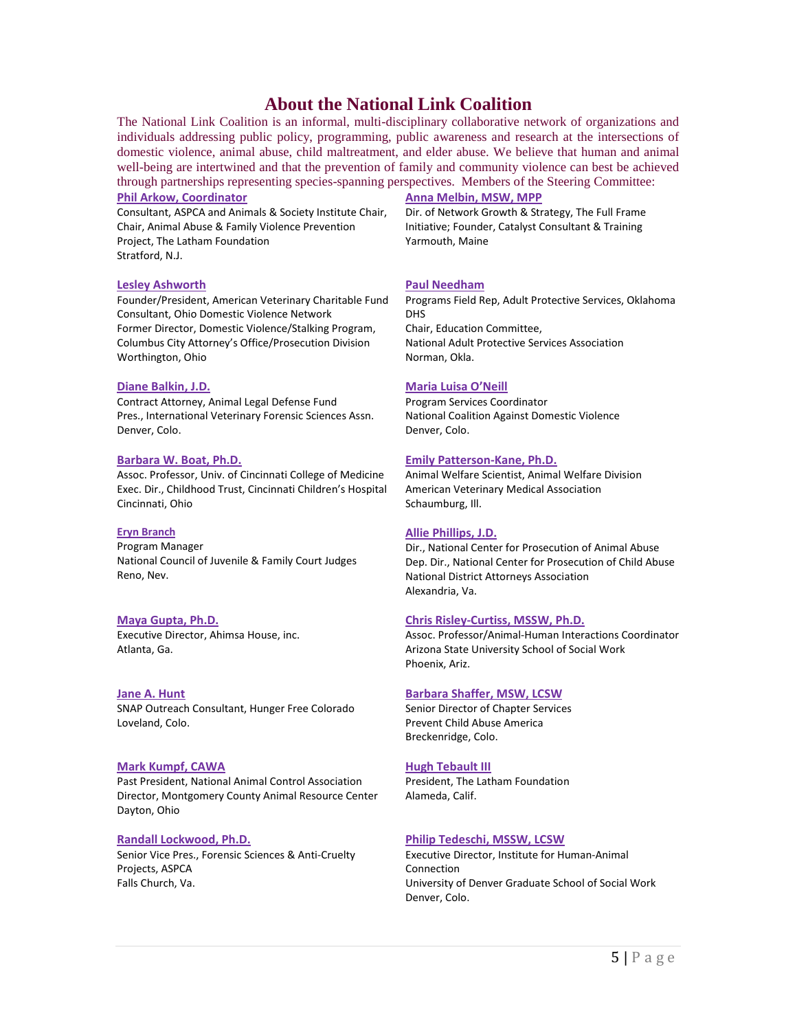# About the National Link Coalition

The National Link Coalition is an informal, multi-disciplinary collaborative network of organizations and individuals addressing public policy, programming, public awareness and research at the intersections of domestic violence, animal abuse, child maltreatment, and elder abuse. We believe that human and animal well-being are intertwined and that the prevention of family and community violence can best be achieved through partnerships representing species-spanning perspectives. Members of the Steering Committee:

**Phil Arkow, Coordinator**
Consultant, ASPCA and Animals & Society Institute Chair,
Chair, Animal Abuse & Family Violence Prevention Project, The Latham Foundation
Stratford, N.J.

**Lesley Ashworth**
Founder/President, American Veterinary Charitable Fund
Consultant, Ohio Domestic Violence Network
Former Director, Domestic Violence/Stalking Program, Columbus City Attorney's Office/Prosecution Division
Worthington, Ohio

**Diane Balkin, J.D.**
Contract Attorney, Animal Legal Defense Fund
Pres., International Veterinary Forensic Sciences Assn.
Denver, Colo.

**Barbara W. Boat, Ph.D.**
Assoc. Professor, Univ. of Cincinnati College of Medicine
Exec. Dir., Childhood Trust, Cincinnati Children's Hospital
Cincinnati, Ohio

**Eryn Branch**
Program Manager
National Council of Juvenile & Family Court Judges
Reno, Nev.

**Maya Gupta, Ph.D.**
Executive Director, Ahimsa House, inc.
Atlanta, Ga.

**Jane A. Hunt**
SNAP Outreach Consultant, Hunger Free Colorado
Loveland, Colo.

**Mark Kumpf, CAWA**
Past President, National Animal Control Association
Director, Montgomery County Animal Resource Center
Dayton, Ohio

**Randall Lockwood, Ph.D.**
Senior Vice Pres., Forensic Sciences & Anti-Cruelty Projects, ASPCA
Falls Church, Va.

**Anna Melbin, MSW, MPP**
Dir. of Network Growth & Strategy, The Full Frame Initiative; Founder, Catalyst Consultant & Training
Yarmouth, Maine

**Paul Needham**
Programs Field Rep, Adult Protective Services, Oklahoma DHS
Chair, Education Committee,
National Adult Protective Services Association
Norman, Okla.

**Maria Luisa O'Neill**
Program Services Coordinator
National Coalition Against Domestic Violence
Denver, Colo.

**Emily Patterson-Kane, Ph.D.**
Animal Welfare Scientist, Animal Welfare Division
American Veterinary Medical Association
Schaumburg, Ill.

**Allie Phillips, J.D.**
Dir., National Center for Prosecution of Animal Abuse
Dep. Dir., National Center for Prosecution of Child Abuse
National District Attorneys Association
Alexandria, Va.

**Chris Risley-Curtiss, MSSW, Ph.D.**
Assoc. Professor/Animal-Human Interactions Coordinator
Arizona State University School of Social Work
Phoenix, Ariz.

**Barbara Shaffer, MSW, LCSW**
Senior Director of Chapter Services
Prevent Child Abuse America
Breckenridge, Colo.

**Hugh Tebault III**
President, The Latham Foundation
Alameda, Calif.

**Philip Tedeschi, MSSW, LCSW**
Executive Director, Institute for Human-Animal Connection
University of Denver Graduate School of Social Work
Denver, Colo.